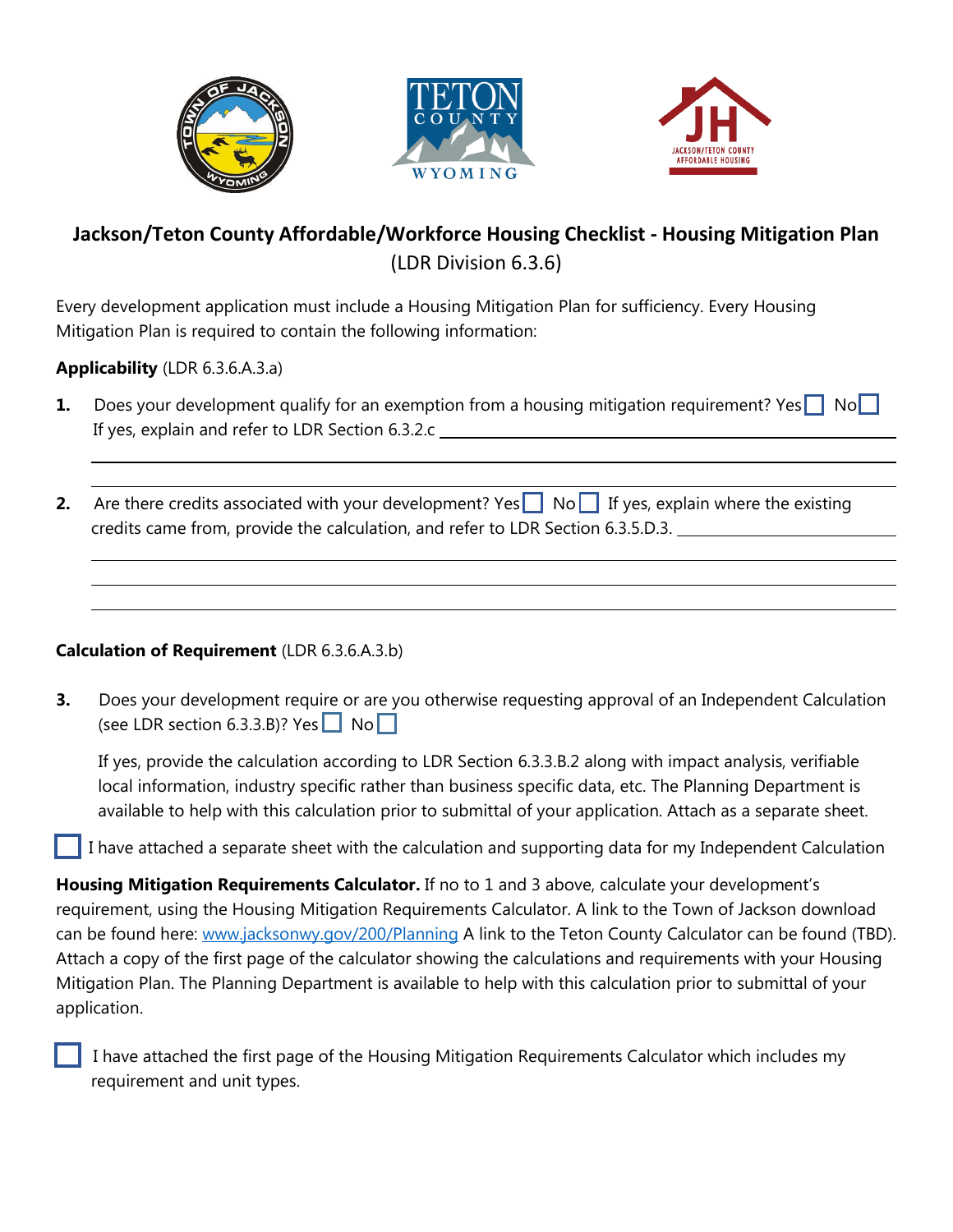# Jackson/Teton County Affordable/Workforce Housing Checklist - Housing Mitigation Plan

(LDR Division 6.3.6)

Every development application must include a Housing Mitigation Plan for sufficiency. Every Housing Mitigation Plan is required to contain the following information:

**Applicability** (LDR 6.3.6.A.3.a)

1. Does your development qualify for an exemption from a housing mitigation requirement? Yes ☐ No ☐
   If yes, explain and refer to LDR Section 6.3.2.c ______________________________________________

   ________________________________________________________________________________________

   ________________________________________________________________________________________

2. Are there credits associated with your development? Yes ☐ No ☐ If yes, explain where the existing credits came from, provide the calculation, and refer to LDR Section 6.3.5.D.3. ________________________

   ________________________________________________________________________________________

   ________________________________________________________________________________________

   ________________________________________________________________________________________

**Calculation of Requirement** (LDR 6.3.6.A.3.b)

3. Does your development require or are you otherwise requesting approval of an Independent Calculation (see LDR section 6.3.3.B)? Yes ☐ No ☐

   If yes, provide the calculation according to LDR Section 6.3.3.B.2 along with impact analysis, verifiable local information, industry specific rather than business specific data, etc. The Planning Department is available to help with this calculation prior to submittal of your application. Attach as a separate sheet.

☐ I have attached a separate sheet with the calculation and supporting data for my Independent Calculation

**Housing Mitigation Requirements Calculator.** If no to 1 and 3 above, calculate your development's requirement, using the Housing Mitigation Requirements Calculator. A link to the Town of Jackson download can be found here: [www.jacksonwy.gov/200/Planning](www.jacksonwy.gov/200/Planning) A link to the Teton County Calculator can be found (TBD). Attach a copy of the first page of the calculator showing the calculations and requirements with your Housing Mitigation Plan. The Planning Department is available to help with this calculation prior to submittal of your application.

☐ I have attached the first page of the Housing Mitigation Requirements Calculator which includes my requirement and unit types.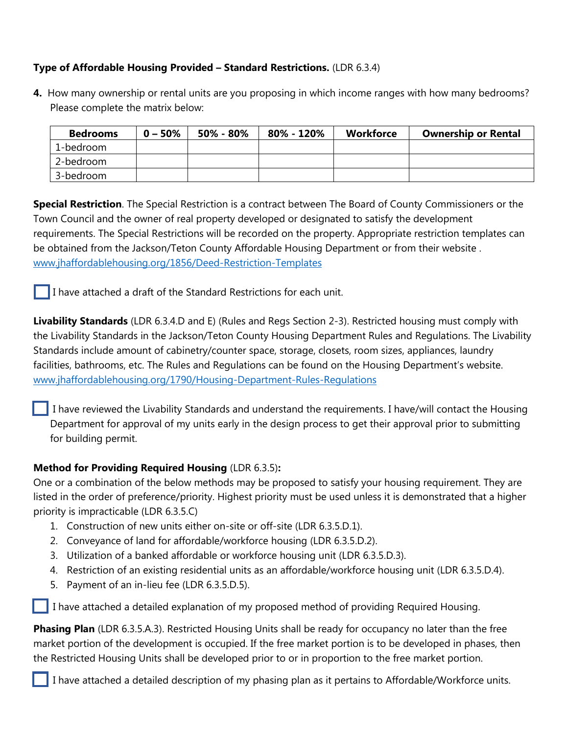**Type of Affordable Housing Provided – Standard Restrictions.** (LDR 6.3.4)

**4.** How many ownership or rental units are you proposing in which income ranges with how many bedrooms? Please complete the matrix below:

| Bedrooms | 0 – 50% | 50% - 80% | 80% - 120% | Workforce | Ownership or Rental |
|---|---|---|---|---|---|
| 1-bedroom | | | | | |
| 2-bedroom | | | | | |
| 3-bedroom | | | | | |

**Special Restriction**. The Special Restriction is a contract between The Board of County Commissioners or the Town Council and the owner of real property developed or designated to satisfy the development requirements. The Special Restrictions will be recorded on the property. Appropriate restriction templates can be obtained from the Jackson/Teton County Affordable Housing Department or from their website . www.jhaffordablehousing.org/1856/Deed-Restriction-Templates

☐ I have attached a draft of the Standard Restrictions for each unit.

**Livability Standards** (LDR 6.3.4.D and E) (Rules and Regs Section 2-3). Restricted housing must comply with the Livability Standards in the Jackson/Teton County Housing Department Rules and Regulations. The Livability Standards include amount of cabinetry/counter space, storage, closets, room sizes, appliances, laundry facilities, bathrooms, etc. The Rules and Regulations can be found on the Housing Department's website. www.jhaffordablehousing.org/1790/Housing-Department-Rules-Regulations

☐ I have reviewed the Livability Standards and understand the requirements. I have/will contact the Housing Department for approval of my units early in the design process to get their approval prior to submitting for building permit.

**Method for Providing Required Housing** (LDR 6.3.5)**:**
One or a combination of the below methods may be proposed to satisfy your housing requirement. They are listed in the order of preference/priority. Highest priority must be used unless it is demonstrated that a higher priority is impracticable (LDR 6.3.5.C)

1. Construction of new units either on-site or off-site (LDR 6.3.5.D.1).
2. Conveyance of land for affordable/workforce housing (LDR 6.3.5.D.2).
3. Utilization of a banked affordable or workforce housing unit (LDR 6.3.5.D.3).
4. Restriction of an existing residential units as an affordable/workforce housing unit (LDR 6.3.5.D.4).
5. Payment of an in-lieu fee (LDR 6.3.5.D.5).

☐ I have attached a detailed explanation of my proposed method of providing Required Housing.

**Phasing Plan** (LDR 6.3.5.A.3). Restricted Housing Units shall be ready for occupancy no later than the free market portion of the development is occupied. If the free market portion is to be developed in phases, then the Restricted Housing Units shall be developed prior to or in proportion to the free market portion.

☐ I have attached a detailed description of my phasing plan as it pertains to Affordable/Workforce units.